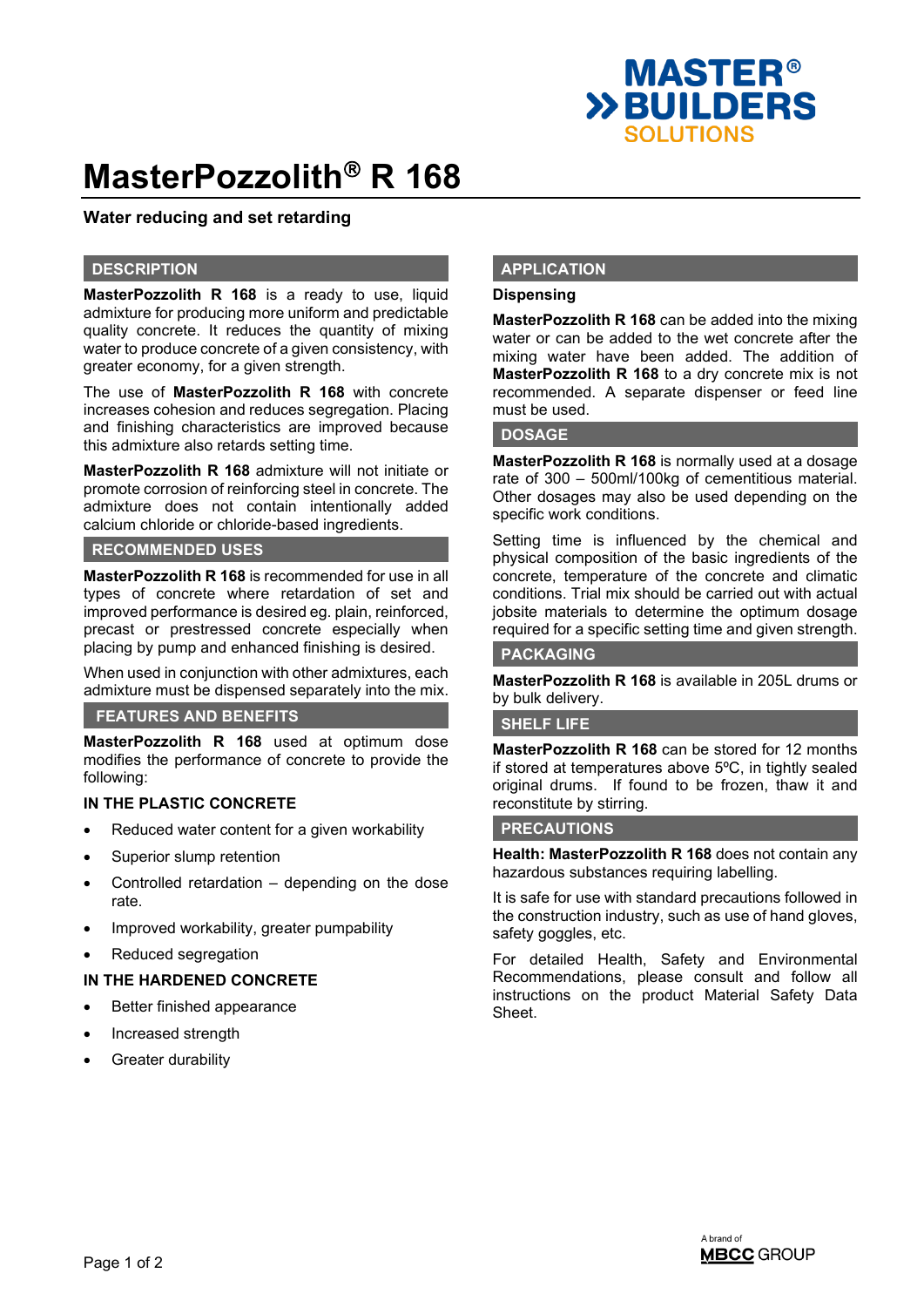# MasterPozzolith® R 168

**Water reducing and set retarding**

## DESCRIPTION

**MasterPozzolith R 168** is a ready to use, liquid admixture for producing more uniform and predictable quality concrete. It reduces the quantity of mixing water to produce concrete of a given consistency, with greater economy, for a given strength.

The use of **MasterPozzolith R 168** with concrete increases cohesion and reduces segregation. Placing and finishing characteristics are improved because this admixture also retards setting time.

**MasterPozzolith R 168** admixture will not initiate or promote corrosion of reinforcing steel in concrete. The admixture does not contain intentionally added calcium chloride or chloride-based ingredients.

## RECOMMENDED USES

**MasterPozzolith R 168** is recommended for use in all types of concrete where retardation of set and improved performance is desired eg. plain, reinforced, precast or prestressed concrete especially when placing by pump and enhanced finishing is desired.

When used in conjunction with other admixtures, each admixture must be dispensed separately into the mix.

## FEATURES AND BENEFITS

**MasterPozzolith R 168** used at optimum dose modifies the performance of concrete to provide the following:

### IN THE PLASTIC CONCRETE

- Reduced water content for a given workability
- Superior slump retention
- Controlled retardation – depending on the dose rate.
- Improved workability, greater pumpability
- Reduced segregation

### IN THE HARDENED CONCRETE

- Better finished appearance
- Increased strength
- Greater durability

## APPLICATION

### Dispensing

**MasterPozzolith R 168** can be added into the mixing water or can be added to the wet concrete after the mixing water have been added. The addition of **MasterPozzolith R 168** to a dry concrete mix is not recommended. A separate dispenser or feed line must be used.

## DOSAGE

**MasterPozzolith R 168** is normally used at a dosage rate of 300 – 500ml/100kg of cementitious material. Other dosages may also be used depending on the specific work conditions.

Setting time is influenced by the chemical and physical composition of the basic ingredients of the concrete, temperature of the concrete and climatic conditions. Trial mix should be carried out with actual jobsite materials to determine the optimum dosage required for a specific setting time and given strength.

## PACKAGING

**MasterPozzolith R 168** is available in 205L drums or by bulk delivery.

## SHELF LIFE

**MasterPozzolith R 168** can be stored for 12 months if stored at temperatures above 5ºC, in tightly sealed original drums. If found to be frozen, thaw it and reconstitute by stirring.

## PRECAUTIONS

**Health: MasterPozzolith R 168** does not contain any hazardous substances requiring labelling.

It is safe for use with standard precautions followed in the construction industry, such as use of hand gloves, safety goggles, etc.

For detailed Health, Safety and Environmental Recommendations, please consult and follow all instructions on the product Material Safety Data Sheet.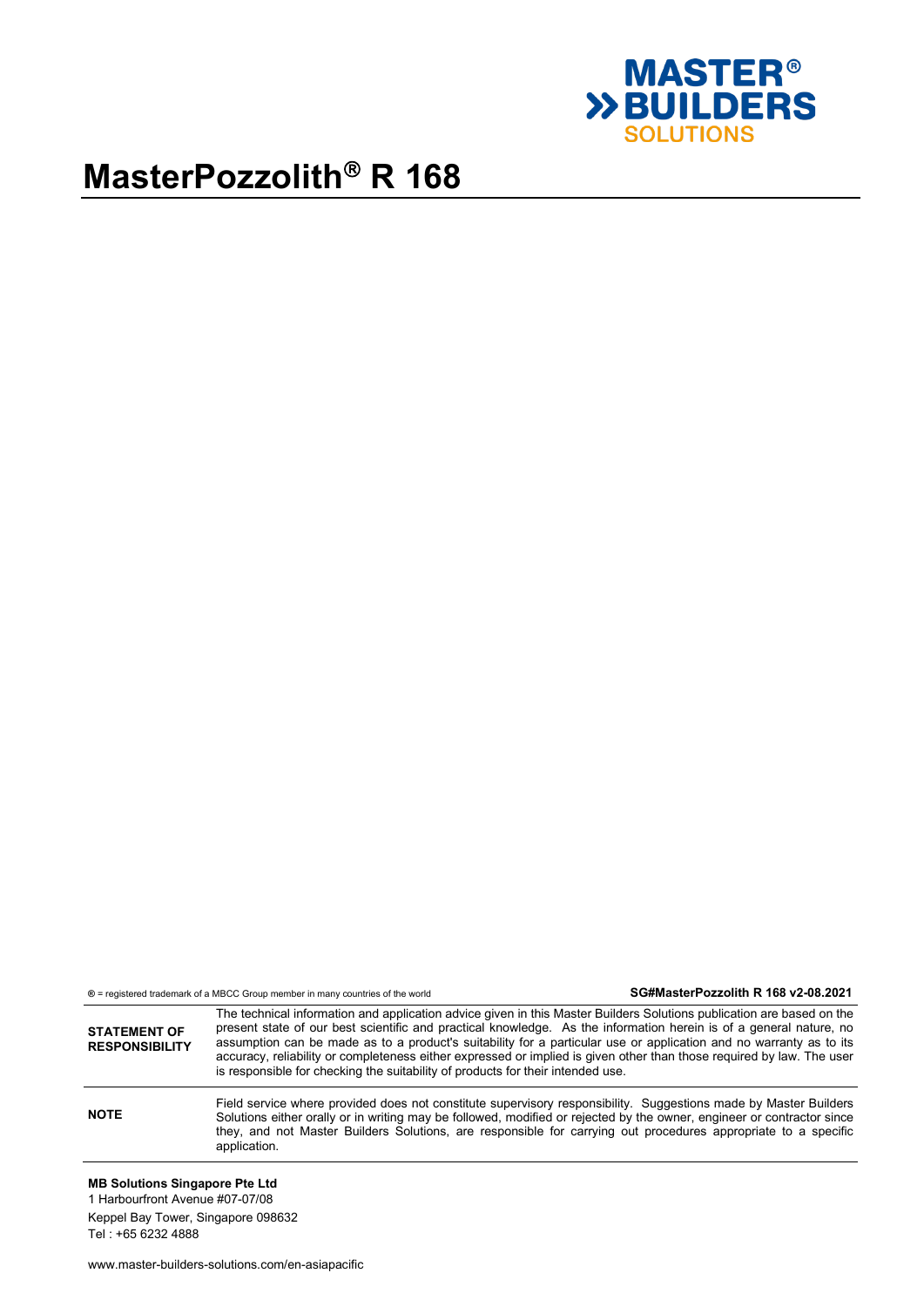# MasterPozzolith® R 168

® = registered trademark of a MBCC Group member in many countries of the world

**SG#MasterPozzolith R 168 v2-08.2021**

| | |
|---|---|
| **STATEMENT OF RESPONSIBILITY** | The technical information and application advice given in this Master Builders Solutions publication are based on the present state of our best scientific and practical knowledge. As the information herein is of a general nature, no assumption can be made as to a product's suitability for a particular use or application and no warranty as to its accuracy, reliability or completeness either expressed or implied is given other than those required by law. The user is responsible for checking the suitability of products for their intended use. |
| **NOTE** | Field service where provided does not constitute supervisory responsibility. Suggestions made by Master Builders Solutions either orally or in writing may be followed, modified or rejected by the owner, engineer or contractor since they, and not Master Builders Solutions, are responsible for carrying out procedures appropriate to a specific application. |

**MB Solutions Singapore Pte Ltd**
1 Harbourfront Avenue #07-07/08
Keppel Bay Tower, Singapore 098632
Tel : +65 6232 4888

www.master-builders-solutions.com/en-asiapacific